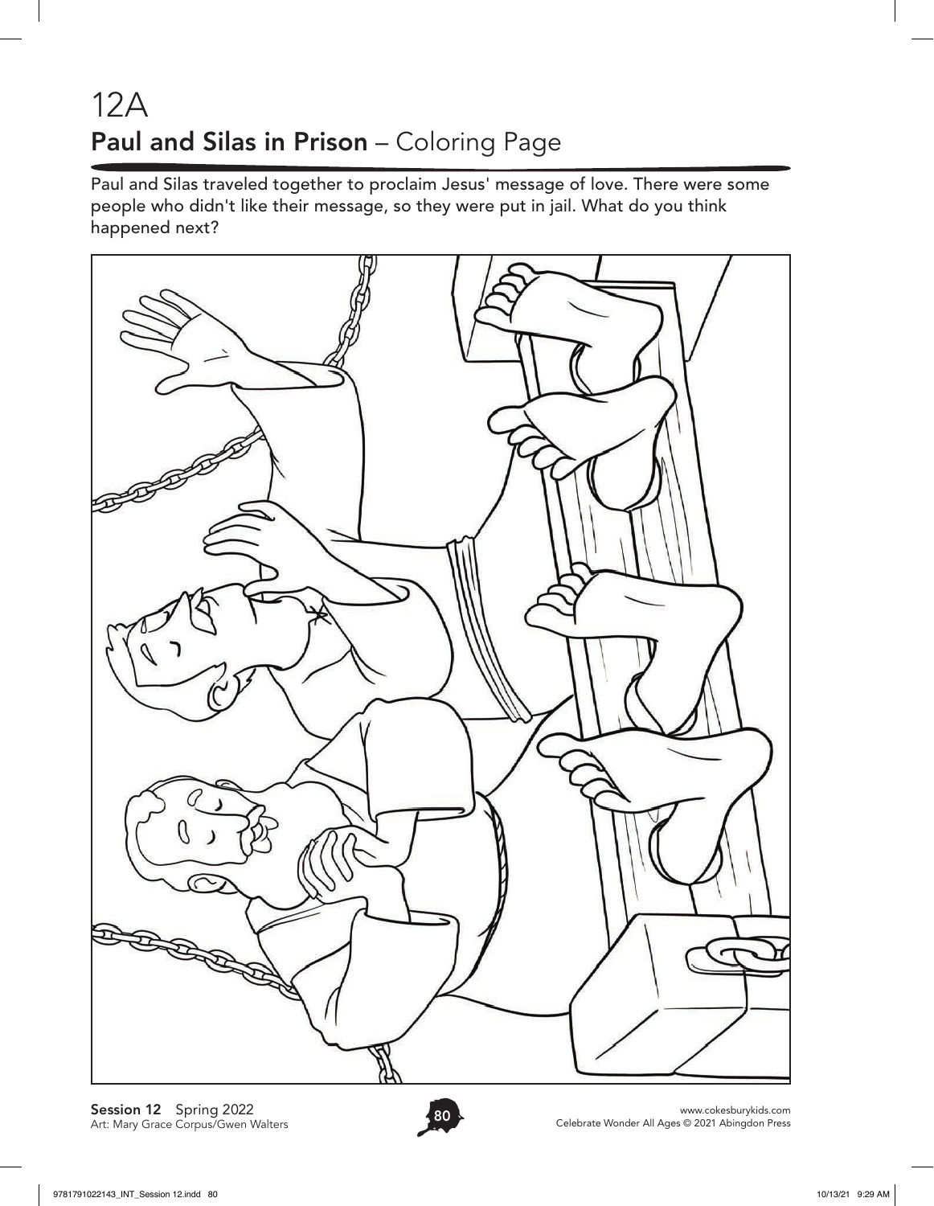# 12A

## Paul and Silas in Prison – Coloring Page

Paul and Silas traveled together to proclaim Jesus' message of love. There were some people who didn't like their message, so they were put in jail. What do you think happened next?

**Session 12** Spring 2022
Art: Mary Grace Corpus/Gwen Walters

www.cokesburykids.com
Celebrate Wonder All Ages © 2021 Abingdon Press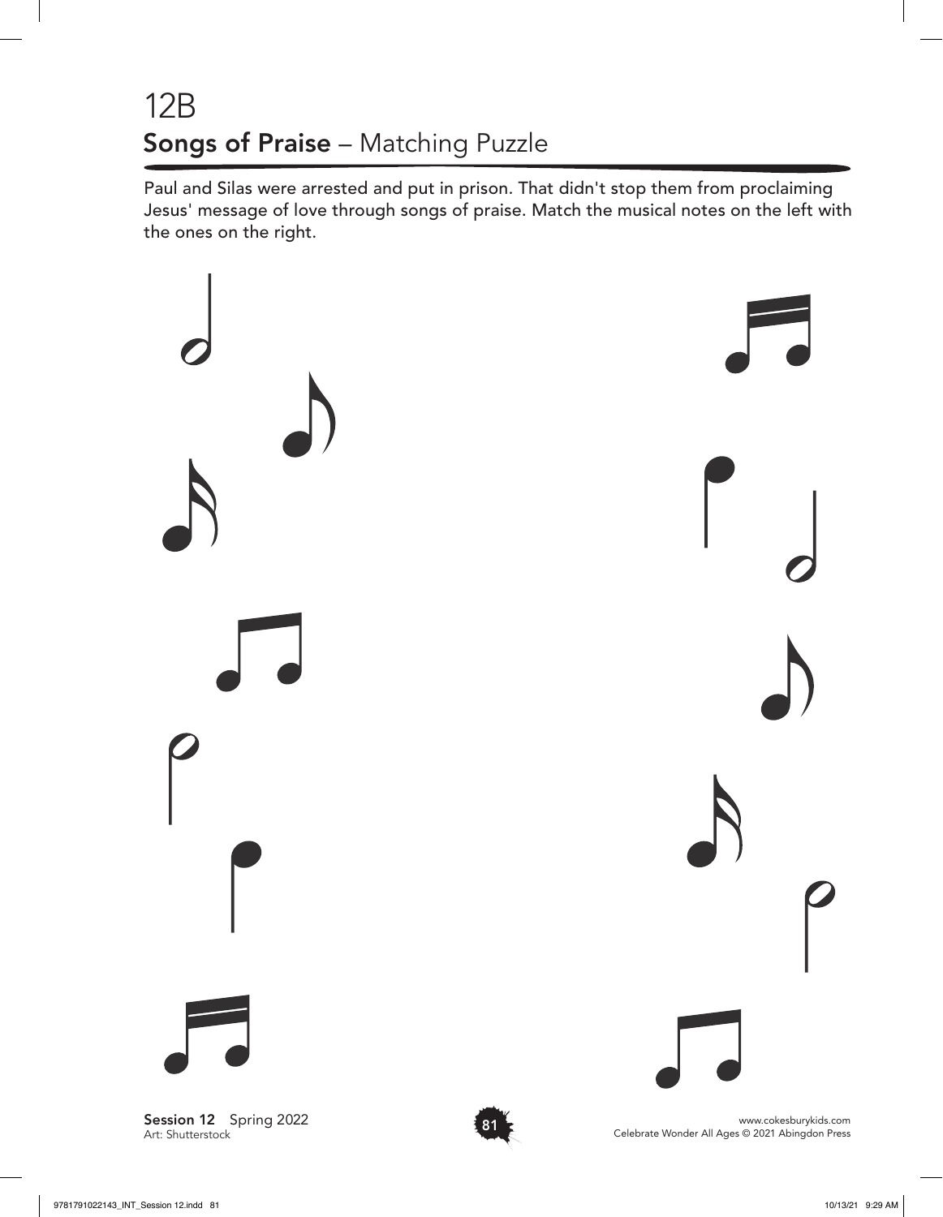# 12B

## **Songs of Praise** – Matching Puzzle

Paul and Silas were arrested and put in prison. That didn't stop them from proclaiming Jesus' message of love through songs of praise. Match the musical notes on the left with the ones on the right.

**Session 12** Spring 2022
Art: Shutterstock

www.cokesburykids.com
Celebrate Wonder All Ages © 2021 Abingdon Press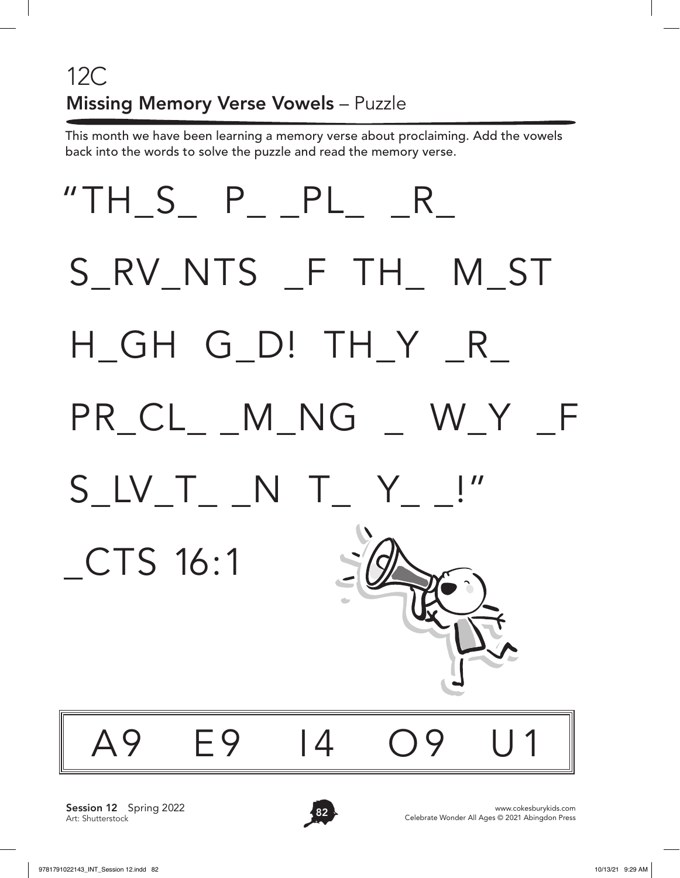## 12C

### **Missing Memory Verse Vowels** – Puzzle

This month we have been learning a memory verse about proclaiming. Add the vowels back into the words to solve the puzzle and read the memory verse.

"TH_S_ P_ _PL_ _R_

S_RV_NTS _F TH_ M_ST

H_GH G_D! TH_Y _R_

PR_CL_ _M_NG _ W_Y _F

S_LV_T_ _N T_ Y_ _!"

_CTS 16:1

| A9 | E9 | I4 | O9 | U1 |
|---|---|---|---|---|

**Session 12** Spring 2022
Art: Shutterstock

www.cokesburykids.com
Celebrate Wonder All Ages © 2021 Abingdon Press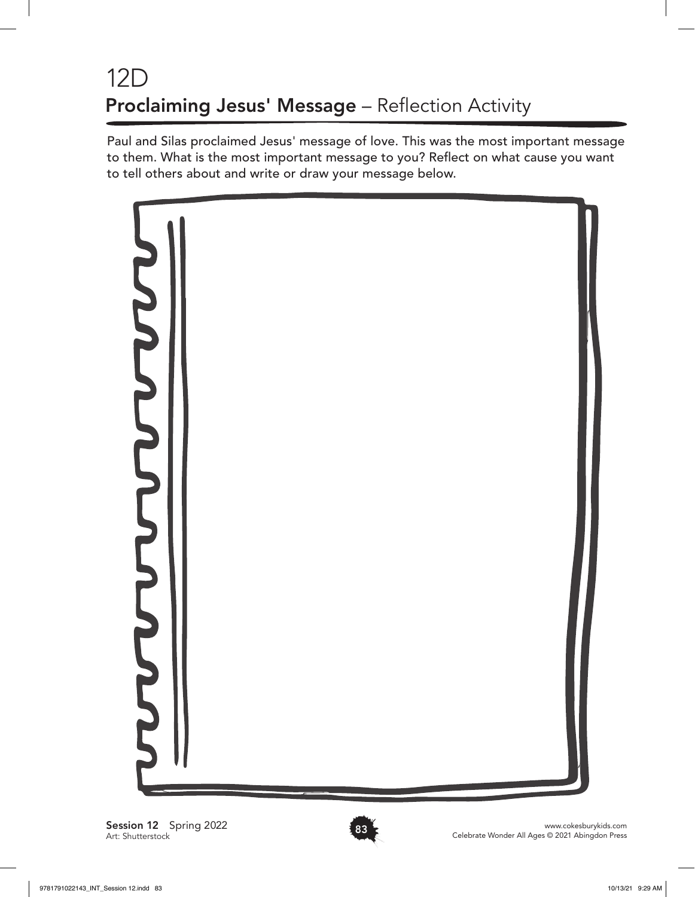# 12D

## **Proclaiming Jesus' Message** – Reflection Activity

Paul and Silas proclaimed Jesus' message of love. This was the most important message to them. What is the most important message to you? Reflect on what cause you want to tell others about and write or draw your message below.

**Session 12** Spring 2022
Art: Shutterstock

www.cokesburykids.com
Celebrate Wonder All Ages © 2021 Abingdon Press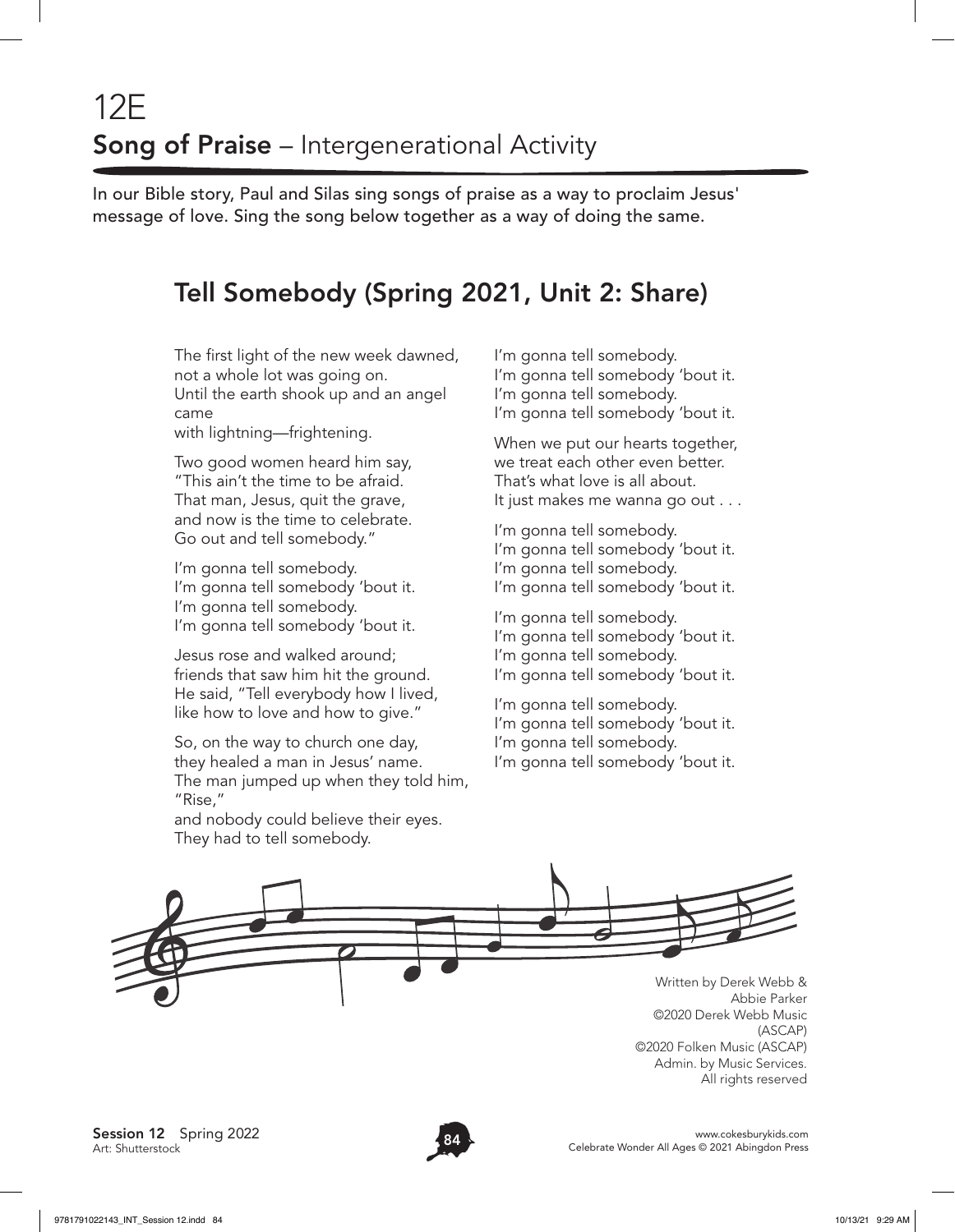# 12E

## **Song of Praise** – Intergenerational Activity

In our Bible story, Paul and Silas sing songs of praise as a way to proclaim Jesus' message of love. Sing the song below together as a way of doing the same.

## Tell Somebody (Spring 2021, Unit 2: Share)

The first light of the new week dawned,
not a whole lot was going on.
Until the earth shook up and an angel came
with lightning—frightening.

Two good women heard him say,
"This ain't the time to be afraid.
That man, Jesus, quit the grave,
and now is the time to celebrate.
Go out and tell somebody."

I'm gonna tell somebody.
I'm gonna tell somebody 'bout it.
I'm gonna tell somebody.
I'm gonna tell somebody 'bout it.

Jesus rose and walked around;
friends that saw him hit the ground.
He said, "Tell everybody how I lived,
like how to love and how to give."

So, on the way to church one day,
they healed a man in Jesus' name.
The man jumped up when they told him, "Rise,"
and nobody could believe their eyes.
They had to tell somebody.

I'm gonna tell somebody.
I'm gonna tell somebody 'bout it.
I'm gonna tell somebody.
I'm gonna tell somebody 'bout it.

When we put our hearts together,
we treat each other even better.
That's what love is all about.
It just makes me wanna go out . . .

I'm gonna tell somebody.
I'm gonna tell somebody 'bout it.
I'm gonna tell somebody.
I'm gonna tell somebody 'bout it.

I'm gonna tell somebody.
I'm gonna tell somebody 'bout it.
I'm gonna tell somebody.
I'm gonna tell somebody 'bout it.

I'm gonna tell somebody.
I'm gonna tell somebody 'bout it.
I'm gonna tell somebody.
I'm gonna tell somebody 'bout it.

Written by Derek Webb & Abbie Parker
©2020 Derek Webb Music (ASCAP)
©2020 Folken Music (ASCAP)
Admin. by Music Services.
All rights reserved

**Session 12** Spring 2022
Art: Shutterstock

www.cokesburykids.com
Celebrate Wonder All Ages © 2021 Abingdon Press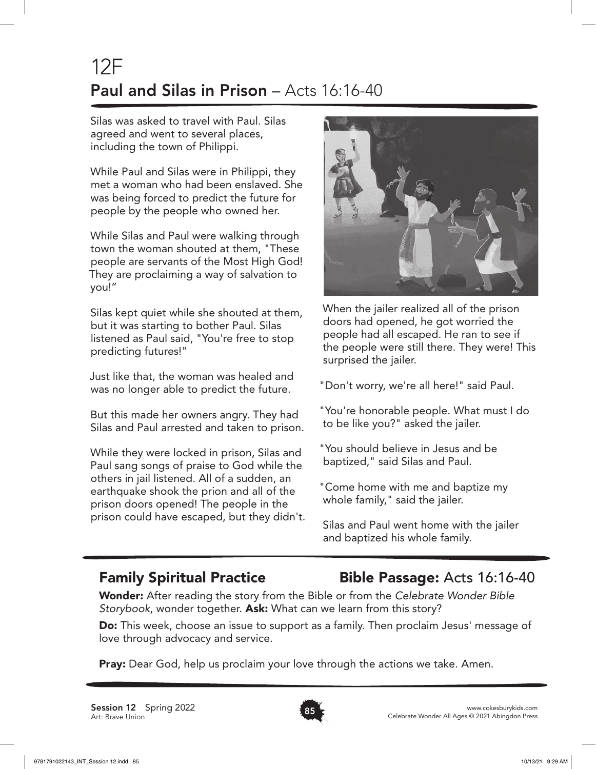# 12F
## **Paul and Silas in Prison** – Acts 16:16-40

Silas was asked to travel with Paul. Silas agreed and went to several places, including the town of Philippi.

While Paul and Silas were in Philippi, they met a woman who had been enslaved. She was being forced to predict the future for people by the people who owned her.

While Silas and Paul were walking through town the woman shouted at them, "These people are servants of the Most High God! They are proclaiming a way of salvation to you!"

Silas kept quiet while she shouted at them, but it was starting to bother Paul. Silas listened as Paul said, "You're free to stop predicting futures!"

Just like that, the woman was healed and was no longer able to predict the future.

But this made her owners angry. They had Silas and Paul arrested and taken to prison.

While they were locked in prison, Silas and Paul sang songs of praise to God while the others in jail listened. All of a sudden, an earthquake shook the prion and all of the prison doors opened! The people in the prison could have escaped, but they didn't.

When the jailer realized all of the prison doors had opened, he got worried the people had all escaped. He ran to see if the people were still there. They were! This surprised the jailer.

"Don't worry, we're all here!" said Paul.

"You're honorable people. What must I do to be like you?" asked the jailer.

"You should believe in Jesus and be baptized," said Silas and Paul.

"Come home with me and baptize my whole family," said the jailer.

Silas and Paul went home with the jailer and baptized his whole family.

## **Family Spiritual Practice**

## **Bible Passage:** Acts 16:16-40

**Wonder:** After reading the story from the Bible or from the *Celebrate Wonder Bible Storybook*, wonder together. **Ask:** What can we learn from this story?

**Do:** This week, choose an issue to support as a family. Then proclaim Jesus' message of love through advocacy and service.

**Pray:** Dear God, help us proclaim your love through the actions we take. Amen.

**Session 12** Spring 2022
Art: Brave Union

www.cokesburykids.com
Celebrate Wonder All Ages © 2021 Abingdon Press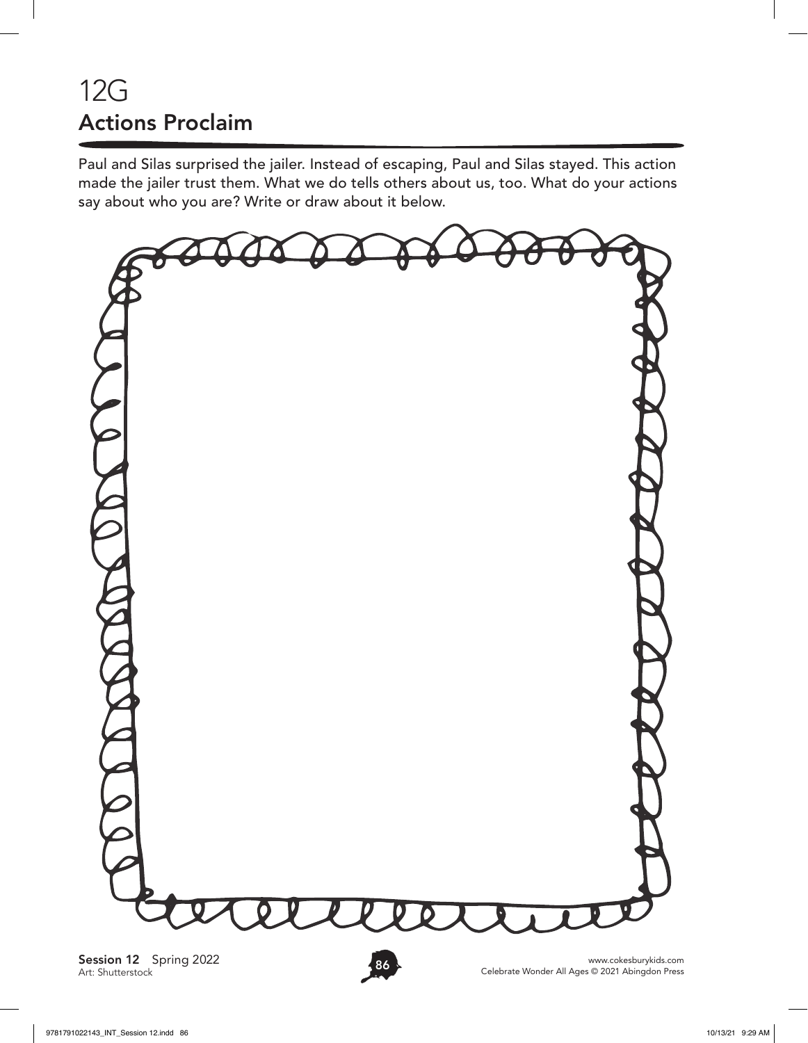# 12G

## Actions Proclaim

Paul and Silas surprised the jailer. Instead of escaping, Paul and Silas stayed. This action made the jailer trust them. What we do tells others about us, too. What do your actions say about who you are? Write or draw about it below.

**Session 12** Spring 2022
Art: Shutterstock

www.cokesburykids.com
Celebrate Wonder All Ages © 2021 Abingdon Press